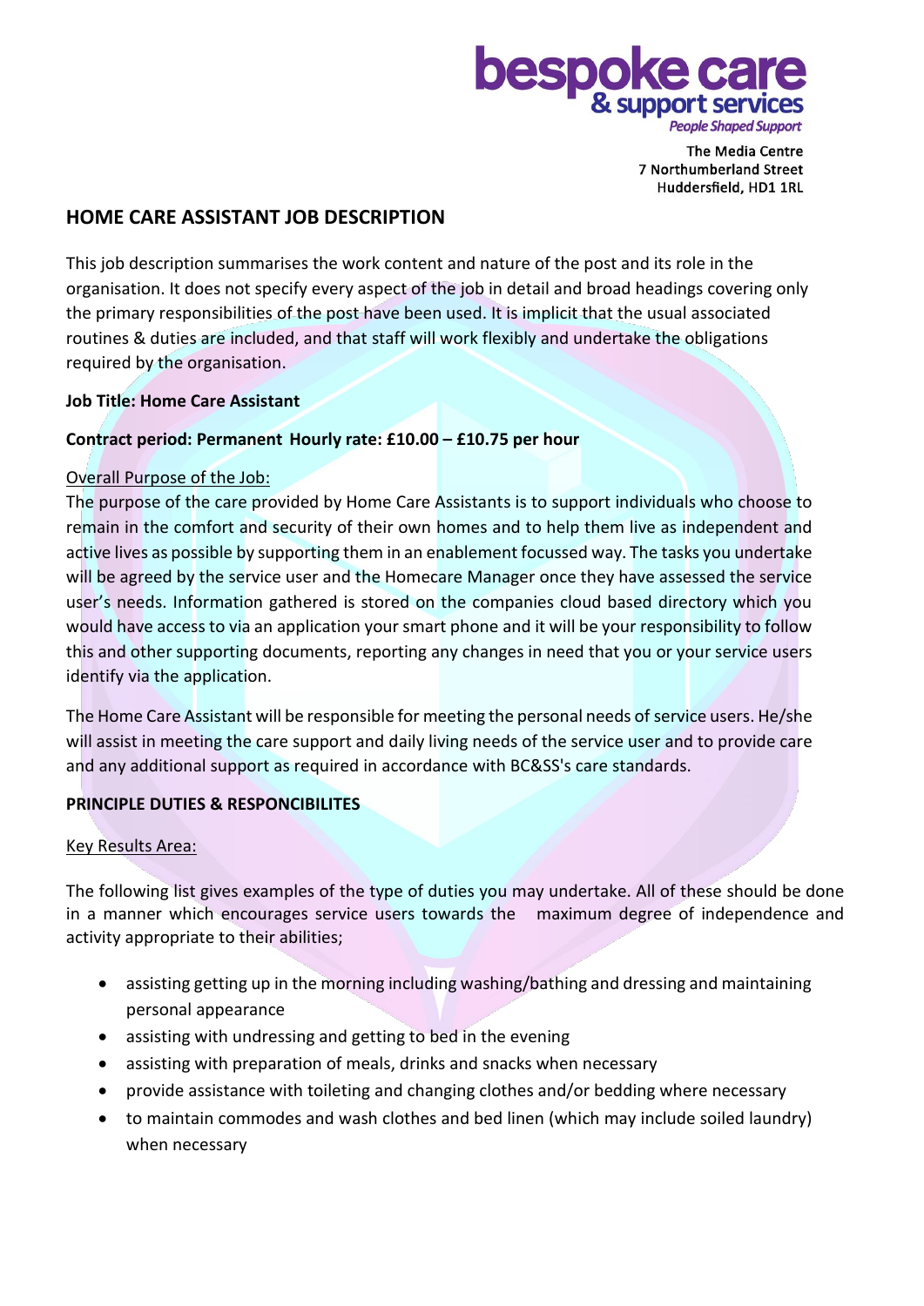bespoke care
& support services
*People Shaped Support*

The Media Centre
7 Northumberland Street
Huddersfield, HD1 1RL

## HOME CARE ASSISTANT JOB DESCRIPTION

This job description summarises the work content and nature of the post and its role in the organisation. It does not specify every aspect of the job in detail and broad headings covering only the primary responsibilities of the post have been used. It is implicit that the usual associated routines & duties are included, and that staff will work flexibly and undertake the obligations required by the organisation.

**Job Title: Home Care Assistant**

**Contract period: Permanent Hourly rate: £10.00 – £10.75 per hour**

Overall Purpose of the Job:

The purpose of the care provided by Home Care Assistants is to support individuals who choose to remain in the comfort and security of their own homes and to help them live as independent and active lives as possible by supporting them in an enablement focussed way. The tasks you undertake will be agreed by the service user and the Homecare Manager once they have assessed the service user's needs. Information gathered is stored on the companies cloud based directory which you would have access to via an application your smart phone and it will be your responsibility to follow this and other supporting documents, reporting any changes in need that you or your service users identify via the application.

The Home Care Assistant will be responsible for meeting the personal needs of service users. He/she will assist in meeting the care support and daily living needs of the service user and to provide care and any additional support as required in accordance with BC&SS's care standards.

**PRINCIPLE DUTIES & RESPONCIBILITES**

Key Results Area:

The following list gives examples of the type of duties you may undertake. All of these should be done in a manner which encourages service users towards the maximum degree of independence and activity appropriate to their abilities;

- assisting getting up in the morning including washing/bathing and dressing and maintaining personal appearance
- assisting with undressing and getting to bed in the evening
- assisting with preparation of meals, drinks and snacks when necessary
- provide assistance with toileting and changing clothes and/or bedding where necessary
- to maintain commodes and wash clothes and bed linen (which may include soiled laundry) when necessary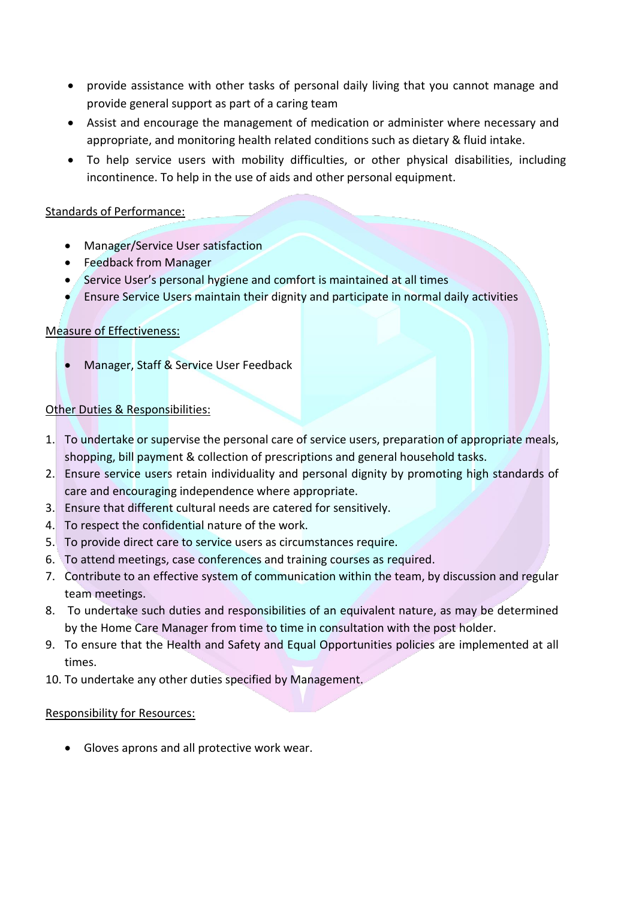- provide assistance with other tasks of personal daily living that you cannot manage and provide general support as part of a caring team
- Assist and encourage the management of medication or administer where necessary and appropriate, and monitoring health related conditions such as dietary & fluid intake.
- To help service users with mobility difficulties, or other physical disabilities, including incontinence. To help in the use of aids and other personal equipment.

Standards of Performance:

- Manager/Service User satisfaction
- Feedback from Manager
- Service User's personal hygiene and comfort is maintained at all times
- Ensure Service Users maintain their dignity and participate in normal daily activities

Measure of Effectiveness:

- Manager, Staff & Service User Feedback

Other Duties & Responsibilities:

1. To undertake or supervise the personal care of service users, preparation of appropriate meals, shopping, bill payment & collection of prescriptions and general household tasks.
2. Ensure service users retain individuality and personal dignity by promoting high standards of care and encouraging independence where appropriate.
3. Ensure that different cultural needs are catered for sensitively.
4. To respect the confidential nature of the work.
5. To provide direct care to service users as circumstances require.
6. To attend meetings, case conferences and training courses as required.
7. Contribute to an effective system of communication within the team, by discussion and regular team meetings.
8. To undertake such duties and responsibilities of an equivalent nature, as may be determined by the Home Care Manager from time to time in consultation with the post holder.
9. To ensure that the Health and Safety and Equal Opportunities policies are implemented at all times.
10. To undertake any other duties specified by Management.

Responsibility for Resources:

- Gloves aprons and all protective work wear.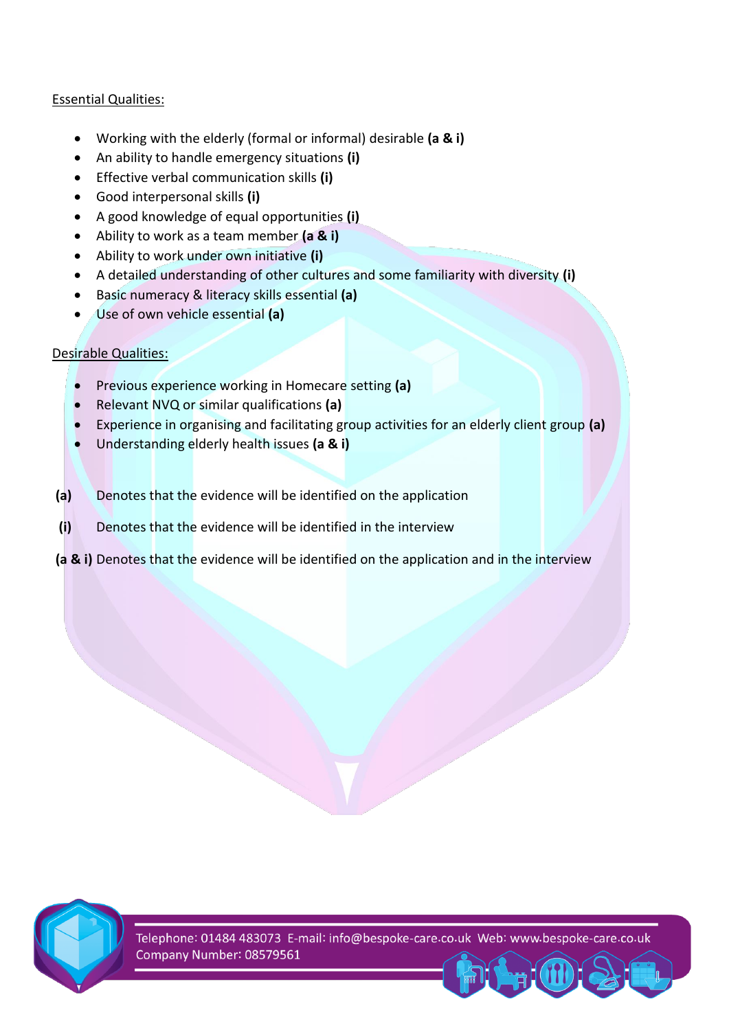Essential Qualities:

- Working with the elderly (formal or informal) desirable **(a & i)**
- An ability to handle emergency situations **(i)**
- Effective verbal communication skills **(i)**
- Good interpersonal skills **(i)**
- A good knowledge of equal opportunities **(i)**
- Ability to work as a team member **(a & i)**
- Ability to work under own initiative **(i)**
- A detailed understanding of other cultures and some familiarity with diversity **(i)**
- Basic numeracy & literacy skills essential **(a)**
- Use of own vehicle essential **(a)**

Desirable Qualities:

- Previous experience working in Homecare setting **(a)**
- Relevant NVQ or similar qualifications **(a)**
- Experience in organising and facilitating group activities for an elderly client group **(a)**
- Understanding elderly health issues **(a & i)**

**(a)** Denotes that the evidence will be identified on the application

**(i)** Denotes that the evidence will be identified in the interview

**(a & i)** Denotes that the evidence will be identified on the application and in the interview